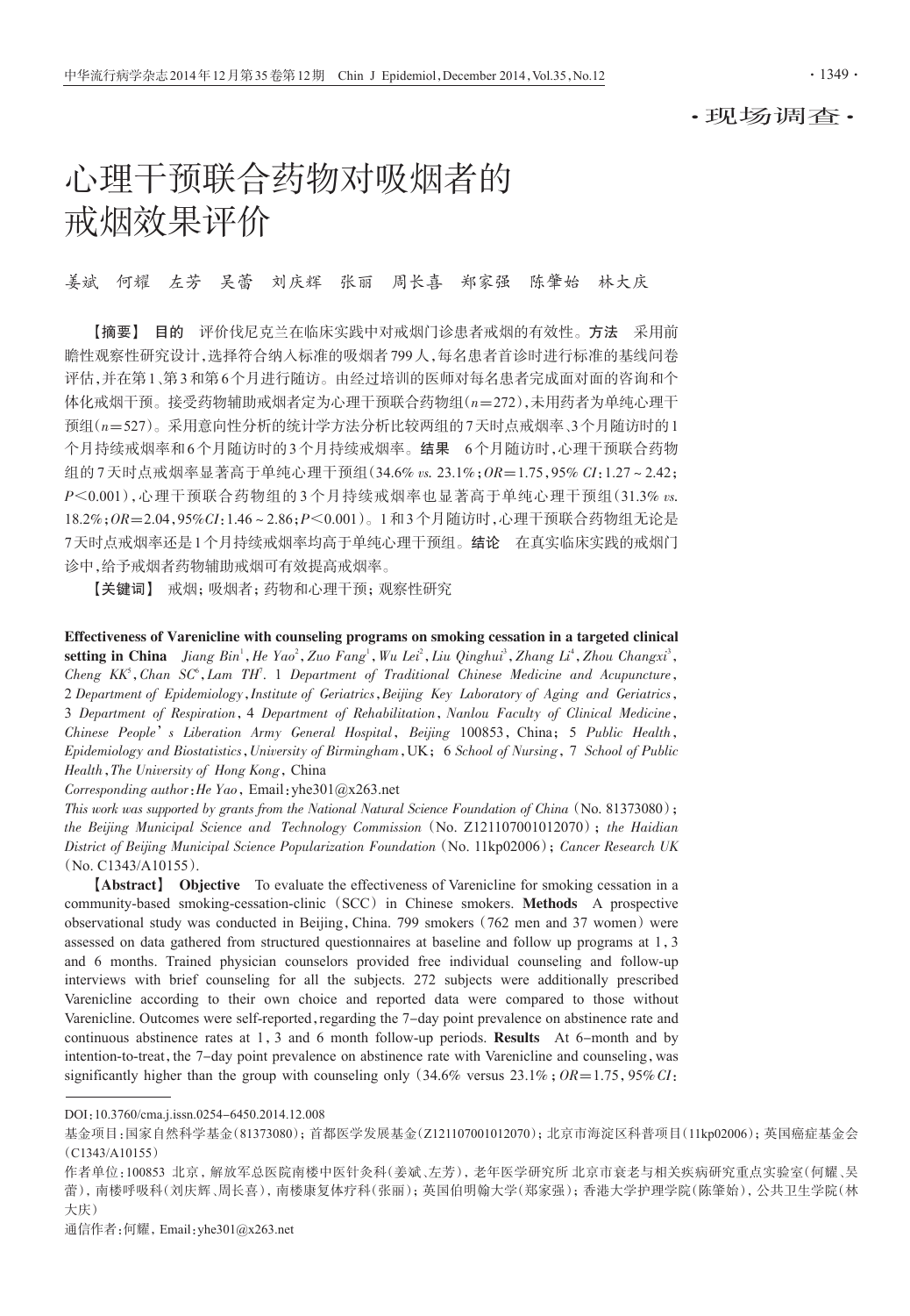·现场调查·

# 心理干预联合药物对吸烟者的戒烟效果评价

姜斌　何耀　左芳　吴蕾　刘庆辉　张丽　周长喜　郑家强　陈肇始　林大庆

【摘要】 **目的**　评价伐尼克兰在临床实践中对戒烟门诊患者戒烟的有效性。**方法**　采用前瞻性观察性研究设计，选择符合纳入标准的吸烟者799人，每名患者首诊时进行标准的基线问卷评估，并在第1、第3和第6个月进行随访。由经过培训的医师对每名患者完成面对面的咨询和个体化戒烟干预。接受药物辅助戒烟者定为心理干预联合药物组（$n$=272），未用药者为单纯心理干预组（$n$=527）。采用意向性分析的统计学方法分析比较两组的7天时点戒烟率、3个月随访时的1个月持续戒烟率和6个月随访时的3个月持续戒烟率。**结果**　6个月随访时，心理干预联合药物组的7天时点戒烟率显著高于单纯心理干预组（34.6% *vs.* 23.1%；$OR$=1.75，95% $CI$：1.27～2.42；$P$<0.001），心理干预联合药物组的3个月持续戒烟率也显著高于单纯心理干预组（31.3% *vs.* 18.2%；$OR$=2.04，95%$CI$：1.46～2.86；$P$<0.001）。1和3个月随访时，心理干预联合药物组无论是7天时点戒烟率还是1个月持续戒烟率均高于单纯心理干预组。**结论**　在真实临床实践的戒烟门诊中，给予戒烟者药物辅助戒烟可有效提高戒烟率。

【关键词】 戒烟；吸烟者；药物和心理干预；观察性研究

**Effectiveness of Varenicline with counseling programs on smoking cessation in a targeted clinical setting in China**　*Jiang Bin*[1], *He Yao*[2], *Zuo Fang*[1], *Wu Lei*[2], *Liu Qinghui*[3], *Zhang Li*[4], *Zhou Changxi*[3], *Cheng KK*[5], *Chan SC*[6], *Lam TH*[7]. *1 Department of Traditional Chinese Medicine and Acupuncture, 2 Department of Epidemiology, Institute of Geriatrics, Beijing Key Laboratory of Aging and Geriatrics, 3 Department of Respiration, 4 Department of Rehabilitation, Nanlou Faculty of Clinical Medicine, Chinese People's Liberation Army General Hospital, Beijing* 100853, China; *5 Public Health, Epidemiology and Biostatistics, University of Birmingham*, UK; *6 School of Nursing, 7 School of Public Health, The University of Hong Kong*, China

*Corresponding author*: *He Yao*, Email: yhe301@x263.net

*This work was supported by grants from the National Natural Science Foundation of China* (No. 81373080); *the Beijing Municipal Science and Technology Commission* (No. Z121107001012070); *the Haidian District of Beijing Municipal Science Popularization Foundation* (No. 11kp02006); *Cancer Research UK* (No. C1343/A10155).

【**Abstract**】 **Objective**　To evaluate the effectiveness of Varenicline for smoking cessation in a community-based smoking-cessation-clinic (SCC) in Chinese smokers. **Methods**　A prospective observational study was conducted in Beijing, China. 799 smokers (762 men and 37 women) were assessed on data gathered from structured questionnaires at baseline and follow up programs at 1, 3 and 6 months. Trained physician counselors provided free individual counseling and follow-up interviews with brief counseling for all the subjects. 272 subjects were additionally prescribed Varenicline according to their own choice and reported data were compared to those without Varenicline. Outcomes were self-reported, regarding the 7-day point prevalence on abstinence rate and continuous abstinence rates at 1, 3 and 6 month follow-up periods. **Results**　At 6-month and by intention-to-treat, the 7-day point prevalence on abstinence rate with Varenicline and counseling, was significantly higher than the group with counseling only (34.6% versus 23.1%; $OR$=1.75, 95%$CI$:

---

DOI：10.3760/cma.j.issn.0254-6450.2014.12.008

基金项目：国家自然科学基金(81373080)；首都医学发展基金(Z121107001012070)；北京市海淀区科普项目(11kp02006)；英国癌症基金会(C1343/A10155)

作者单位：100853 北京，解放军总医院南楼中医针灸科(姜斌、左芳)，老年医学研究所 北京市衰老与相关疾病研究重点实验室(何耀、吴蕾)，南楼呼吸科(刘庆辉、周长喜)，南楼康复体疗科(张丽)；英国伯明翰大学(郑家强)；香港大学护理学院(陈肇始)，公共卫生学院(林大庆)

通信作者：何耀，Email：yhe301@x263.net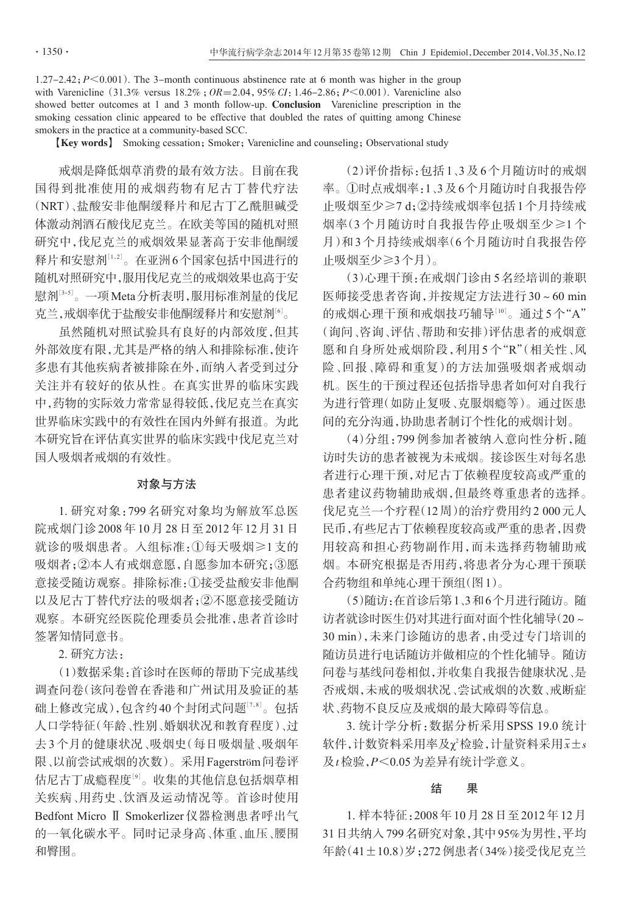1.27-2.42; $P<0.001$). The 3-month continuous abstinence rate at 6 month was higher in the group with Varenicline (31.3% versus 18.2%; $OR$=2.04, 95% $CI$: 1.46-2.86; $P<0.001$). Varenicline also showed better outcomes at 1 and 3 month follow-up. **Conclusion** Varenicline prescription in the smoking cessation clinic appeared to be effective that doubled the rates of quitting among Chinese smokers in the practice at a community-based SCC.

【**Key words**】 Smoking cessation; Smoker; Varenicline and counseling; Observational study

戒烟是降低烟草消费的最有效方法。目前在我国得到批准使用的戒烟药物有尼古丁替代疗法(NRT)、盐酸安非他酮缓释片和尼古丁乙酰胆碱受体激动剂酒石酸伐尼克兰。在欧美等国的随机对照研究中,伐尼克兰的戒烟效果显著高于安非他酮缓释片和安慰剂[1,2]。在亚洲6个国家包括中国进行的随机对照研究中,服用伐尼克兰的戒烟效果也高于安慰剂[3-5]。一项Meta分析表明,服用标准剂量的伐尼克兰,戒烟率优于盐酸安非他酮缓释片和安慰剂[6]。

虽然随机对照试验具有良好的内部效度,但其外部效度有限,尤其是严格的纳入和排除标准,使许多患有其他疾病者被排除在外,而纳入者受到过分关注并有较好的依从性。在真实世界的临床实践中,药物的实际效力常常显得较低,伐尼克兰在真实世界临床实践中的有效性在国内外鲜有报道。为此本研究旨在评估真实世界的临床实践中伐尼克兰对国人吸烟者戒烟的有效性。

## 对象与方法

1. 研究对象:799名研究对象均为解放军总医院戒烟门诊2008年10月28日至2012年12月31日就诊的吸烟患者。入组标准:①每天吸烟≥1支的吸烟者;②本人有戒烟意愿,自愿参加本研究;③愿意接受随访观察。排除标准:①接受盐酸安非他酮以及尼古丁替代疗法的吸烟者;②不愿意接受随访观察。本研究经医院伦理委员会批准,患者首诊时签署知情同意书。

2. 研究方法:

(1)数据采集:首诊时在医师的帮助下完成基线调查问卷(该问卷曾在香港和广州试用及验证的基础上修改完成),包含约40个封闭式问题[7,8]。包括人口学特征(年龄、性别、婚姻状况和教育程度)、过去3个月的健康状况、吸烟史(每日吸烟量、吸烟年限、以前尝试戒烟的次数)。采用Fagerström问卷评估尼古丁成瘾程度[9]。收集的其他信息包括烟草相关疾病、用药史、饮酒及运动情况等。首诊时使用Bedfont Micro Ⅱ Smokerlizer仪器检测患者呼出气的一氧化碳水平。同时记录身高、体重、血压、腰围和臀围。

(2)评价指标:包括1、3及6个月随访时的戒烟率。①时点戒烟率:1、3及6个月随访时自我报告停止吸烟至少≥7 d;②持续戒烟率包括1个月持续戒烟率(3个月随访时自我报告停止吸烟至少≥1个月)和3个月持续戒烟率(6个月随访时自我报告停止吸烟至少≥3个月)。

(3)心理干预:在戒烟门诊由5名经培训的兼职医师接受患者咨询,并按规定方法进行30~60 min的戒烟心理干预和戒烟技巧辅导[10]。通过5个"A"(询问、咨询、评估、帮助和安排)评估患者的戒烟意愿和自身所处戒烟阶段,利用5个"R"(相关性、风险、回报、障碍和重复)的方法加强吸烟者戒烟动机。医生的干预过程还包括指导患者如何对自我行为进行管理(如防止复吸、克服烟瘾等)。通过医患间的充分沟通,协助患者制订个性化的戒烟计划。

(4)分组:799例参加者被纳入意向性分析,随访时失访的患者被视为未戒烟。接诊医生对每名患者进行心理干预,对尼古丁依赖程度较高或严重的患者建议药物辅助戒烟,但最终尊重患者的选择。伐尼克兰一个疗程(12周)的治疗费用约2 000元人民币,有些尼古丁依赖程度较高或严重的患者,因费用较高和担心药物副作用,而未选择药物辅助戒烟。本研究根据是否用药,将患者分为心理干预联合药物组和单纯心理干预组(图1)。

(5)随访:在首诊后第1、3和6个月进行随访。随访者就诊时医生仍对其进行面对面个性化辅导(20~30 min),未来门诊随访的患者,由受过专门培训的随访员进行电话随访并做相应的个性化辅导。随访问卷与基线问卷相似,并收集自我报告健康状况、是否戒烟,未戒的吸烟状况、尝试戒烟的次数、戒断症状、药物不良反应及戒烟的最大障碍等信息。

3. 统计学分析:数据分析采用SPSS 19.0统计软件,计数资料采用率及$\chi^2$检验,计量资料采用$\bar{x}\pm s$及$t$检验,$P<0.05$为差异有统计学意义。

## 结 果

1. 样本特征:2008年10月28日至2012年12月31日共纳入799名研究对象,其中95%为男性,平均年龄(41±10.8)岁;272例患者(34%)接受伐尼克兰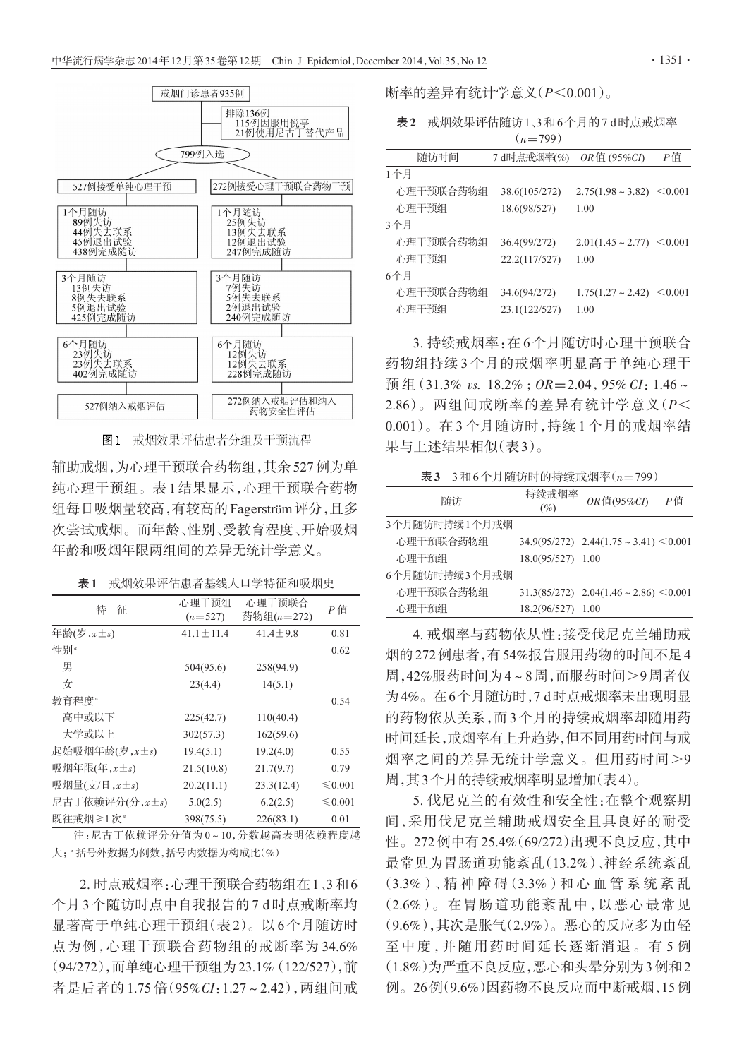戒烟门诊患者935例

排除136例
115例因服用悦亭
21例使用尼古丁替代产品

799例入选

527例接受单纯心理干预

272例接受心理干预联合药物干预

1个月随访
89例失访
44例失去联系
45例退出试验
438例完成随访

1个月随访
25例失访
13例失去联系
12例退出试验
247例完成随访

3个月随访
13例失访
8例失去联系
5例退出试验
425例完成随访

3个月随访
7例失访
5例失去联系
2例退出试验
240例完成随访

6个月随访
23例失访
23例失去联系
402例完成随访

6个月随访
12例失访
12例失去联系
228例完成随访

527例纳入戒烟评估

272例纳入戒烟评估和纳入药物安全性评估

图1 戒烟效果评估患者分组及干预流程

辅助戒烟，为心理干预联合药物组，其余527例为单纯心理干预组。表1结果显示，心理干预联合药物组每日吸烟量较高，有较高的Fagerström评分，且多次尝试戒烟。而年龄、性别、受教育程度、开始吸烟年龄和吸烟年限两组间的差异无统计学意义。

表1 戒烟效果评估患者基线人口学特征和吸烟史

| 特　征 | 心理干预组($n$=527) | 心理干预联合药物组($n$=272) | $P$值 |
|---|---|---|---|
| 年龄(岁，$\bar{x}\pm s$) | 41.1±11.4 | 41.4±9.8 | 0.81 |
| 性别[a] | | | 0.62 |
| 　男 | 504(95.6) | 258(94.9) | |
| 　女 | 23(4.4) | 14(5.1) | |
| 教育程度[a] | | | 0.54 |
| 　高中或以下 | 225(42.7) | 110(40.4) | |
| 　大学或以上 | 302(57.3) | 162(59.6) | |
| 起始吸烟年龄(岁，$\bar{x}\pm s$) | 19.4(5.1) | 19.2(4.0) | 0.55 |
| 吸烟年限(年，$\bar{x}\pm s$) | 21.5(10.8) | 21.7(9.7) | 0.79 |
| 吸烟量(支/日，$\bar{x}\pm s$) | 20.2(11.1) | 23.3(12.4) | ≤0.001 |
| 尼古丁依赖评分(分，$\bar{x}\pm s$) | 5.0(2.5) | 6.2(2.5) | ≤0.001 |
| 既往戒烟≥1次[a] | 398(75.5) | 226(83.1) | 0.01 |

注：尼古丁依赖评分分值为0～10，分数越高表明依赖程度越大；[a]括号外数据为例数，括号内数据为构成比(%)

2. 时点戒烟率：心理干预联合药物组在1、3和6个月3个随访时点中自我报告的7 d时点戒断率均显著高于单纯心理干预组(表2)。以6个月随访时点为例，心理干预联合药物组的戒断率为34.6%(94/272)，而单纯心理干预组为23.1%(122/527)，前者是后者的1.75倍(95%$CI$：1.27～2.42)，两组间戒断率的差异有统计学意义($P$<0.001)。

表2 戒烟效果评估随访1、3和6个月的7 d时点戒烟率($n$=799)

| 随访时间 | 7 d时点戒烟率(%) | $OR$值(95%$CI$) | $P$值 |
|---|---|---|---|
| 1个月 | | | |
| 　心理干预联合药物组 | 38.6(105/272) | 2.75(1.98～3.82) | <0.001 |
| 　心理干预组 | 18.6(98/527) | 1.00 | |
| 3个月 | | | |
| 　心理干预联合药物组 | 36.4(99/272) | 2.01(1.45～2.77) | <0.001 |
| 　心理干预组 | 22.2(117/527) | 1.00 | |
| 6个月 | | | |
| 　心理干预联合药物组 | 34.6(94/272) | 1.75(1.27～2.42) | <0.001 |
| 　心理干预组 | 23.1(122/527) | 1.00 | |

3. 持续戒烟率：在6个月随访时心理干预联合药物组持续3个月的戒烟率明显高于单纯心理干预组(31.3% *vs.* 18.2%；$OR$=2.04，95% $CI$：1.46～2.86)。两组间戒断率的差异有统计学意义($P$<0.001)。在3个月随访时，持续1个月的戒烟率结果与上述结果相似(表3)。

表3 3和6个月随访时的持续戒烟率($n$=799)

| 随访 | 持续戒烟率(%) | $OR$值(95%$CI$) | $P$值 |
|---|---|---|---|
| 3个月随访时持续1个月戒烟 | | | |
| 　心理干预联合药物组 | 34.9(95/272) | 2.44(1.75～3.41) | <0.001 |
| 　心理干预组 | 18.0(95/527) | 1.00 | |
| 6个月随访时持续3个月戒烟 | | | |
| 　心理干预联合药物组 | 31.3(85/272) | 2.04(1.46～2.86) | <0.001 |
| 　心理干预组 | 18.2(96/527) | 1.00 | |

4. 戒烟率与药物依从性：接受伐尼克兰辅助戒烟的272例患者，有54%报告服用药物的时间不足4周，42%服药时间为4～8周，而服药时间>9周者仅为4%。在6个月随访时，7 d时点戒烟率未出现明显的药物依从关系，而3个月的持续戒烟率却随用药时间延长，戒烟率有上升趋势，但不同用药时间与戒烟率之间的差异无统计学意义。但用药时间>9周，其3个月的持续戒烟率明显增加(表4)。

5. 伐尼克兰的有效性和安全性：在整个观察期间，采用伐尼克兰辅助戒烟安全且具良好的耐受性。272例中有25.4%(69/272)出现不良反应，其中最常见为胃肠道功能紊乱(13.2%)、神经系统紊乱(3.3%)、精神障碍(3.3%)和心血管系统紊乱(2.6%)。在胃肠道功能紊乱中，以恶心最常见(9.6%)，其次是胀气(2.9%)。恶心的反应多为由轻至中度，并随用药时间延长逐渐消退。有5例(1.8%)为严重不良反应，恶心和头晕分别为3例和2例。26例(9.6%)因药物不良反应而中断戒烟，15例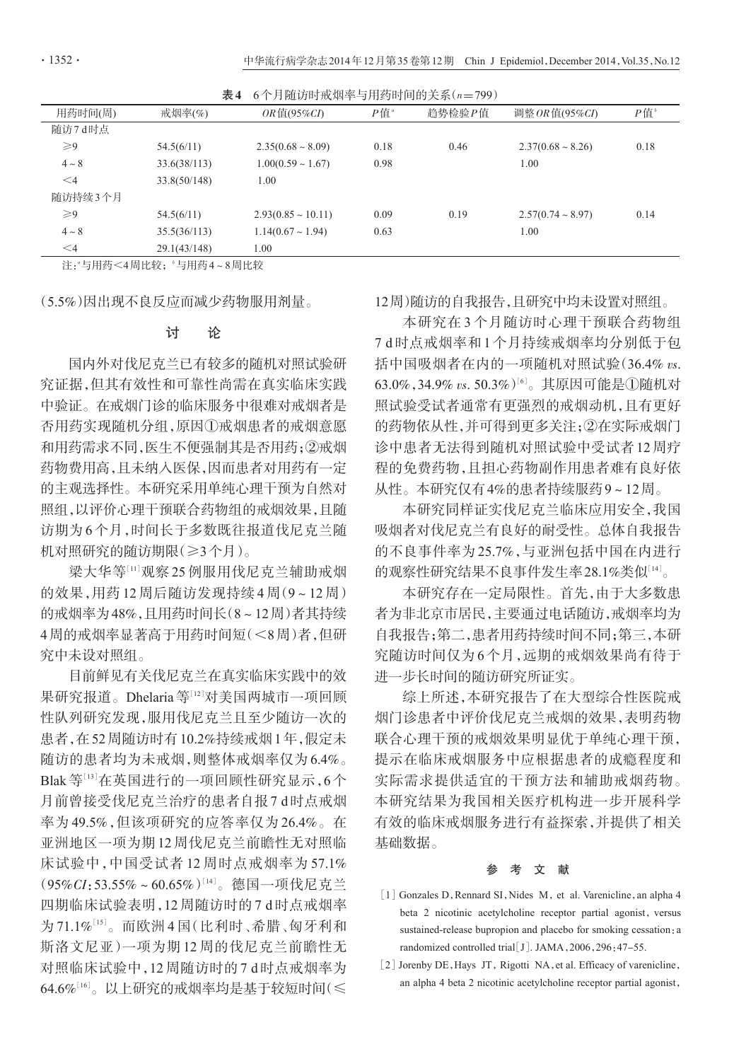**表4** 6个月随访时戒烟率与用药时间的关系($n$=799)

| 用药时间(周) | 戒烟率(%) | $OR$值(95%$CI$) | $P$值[a] | 趋势检验$P$值 | 调整$OR$值(95%$CI$) | $P$值[b] |
|---|---|---|---|---|---|---|
| 随访7 d时点 | | | | | | |
| ≥9 | 54.5(6/11) | 2.35(0.68～8.09) | 0.18 | 0.46 | 2.37(0.68～8.26) | 0.18 |
| 4～8 | 33.6(38/113) | 1.00(0.59～1.67) | 0.98 | | 1.00 | |
| <4 | 33.8(50/148) | 1.00 | | | | |
| 随访持续3个月 | | | | | | |
| ≥9 | 54.5(6/11) | 2.93(0.85～10.11) | 0.09 | 0.19 | 2.57(0.74～8.97) | 0.14 |
| 4～8 | 35.5(36/113) | 1.14(0.67～1.94) | 0.63 | | 1.00 | |
| <4 | 29.1(43/148) | 1.00 | | | | |

注：[a]与用药<4周比较；[b]与用药4～8周比较

(5.5%)因出现不良反应而减少药物服用剂量。

## 讨　论

国内外对伐尼克兰已有较多的随机对照试验研究证据，但其有效性和可靠性尚需在真实临床实践中验证。在戒烟门诊的临床服务中很难对戒烟者是否用药实现随机分组，原因①戒烟患者的戒烟意愿和用药需求不同，医生不便强制其是否用药；②戒烟药物费用高，且未纳入医保，因而患者对用药有一定的主观选择性。本研究采用单纯心理干预为自然对照组，以评价心理干预联合药物组的戒烟效果，且随访期为6个月，时间长于多数既往报道伐尼克兰随机对照研究的随访期限(≥3个月)。

梁大华等[11]观察25例服用伐尼克兰辅助戒烟的效果，用药12周后随访发现持续4周(9～12周)的戒烟率为48%，且用药时间长(8～12周)者其持续4周的戒烟率显著高于用药时间短(<8周)者，但研究中未设对照组。

目前鲜见有关伐尼克兰在真实临床实践中的效果研究报道。Dhelaria等[12]对美国两城市一项回顾性队列研究发现，服用伐尼克兰且至少随访一次的患者，在52周随访时有10.2%持续戒烟1年，假定未随访的患者均为未戒烟，则整体戒烟率仅为6.4%。Blak等[13]在英国进行的一项回顾性研究显示，6个月前曾接受伐尼克兰治疗的患者自报7 d时点戒烟率为49.5%，但该项研究的应答率仅为26.4%。在亚洲地区一项为期12周伐尼克兰前瞻性无对照临床试验中，中国受试者12周时点戒烟率为57.1%(95%$CI$：53.55%～60.65%)[14]。德国一项伐尼克兰四期临床试验表明，12周随访时的7 d时点戒烟率为71.1%[15]。而欧洲4国(比利时、希腊、匈牙利和斯洛文尼亚)一项为期12周的伐尼克兰前瞻性无对照临床试验中，12周随访时的7 d时点戒烟率为64.6%[16]。以上研究的戒烟率均是基于较短时间(≤12周)随访的自我报告，且研究中均未设置对照组。

本研究在3个月随访时心理干预联合药物组7 d时点戒烟率和1个月持续戒烟率均分别低于包括中国吸烟者在内的一项随机对照试验(36.4% *vs.* 63.0%，34.9% *vs.* 50.3%)[6]。其原因可能是①随机对照试验受试者通常有更强烈的戒烟动机，且有更好的药物依从性，并可得到更多关注；②在实际戒烟门诊中患者无法得到随机对照试验中受试者12周疗程的免费药物，且担心药物副作用患者难有良好依从性。本研究仅有4%的患者持续服药9～12周。

本研究同样证实伐尼克兰临床应用安全，我国吸烟者对伐尼克兰有良好的耐受性。总体自我报告的不良事件率为25.7%，与亚洲包括中国在内进行的观察性研究结果不良事件发生率28.1%类似[14]。

本研究存在一定局限性。首先，由于大多数患者为非北京市居民，主要通过电话随访，戒烟率均为自我报告；第二，患者用药持续时间不同；第三，本研究随访时间仅为6个月，远期的戒烟效果尚有待于进一步长时间的随访研究所证实。

综上所述，本研究报告了在大型综合性医院戒烟门诊患者中评价伐尼克兰戒烟的效果，表明药物联合心理干预的戒烟效果明显优于单纯心理干预，提示在临床戒烟服务中应根据患者的成瘾程度和实际需求提供适宜的干预方法和辅助戒烟药物。本研究结果为我国相关医疗机构进一步开展科学有效的临床戒烟服务进行有益探索，并提供了相关基础数据。

## 参 考 文 献

[1] Gonzales D, Rennard SI, Nides M, et al. Varenicline, an alpha 4 beta 2 nicotinic acetylcholine receptor partial agonist, versus sustained-release bupropion and placebo for smoking cessation: a randomized controlled trial[J]. JAMA, 2006, 296: 47-55.

[2] Jorenby DE, Hays JT, Rigotti NA, et al. Efficacy of varenicline, an alpha 4 beta 2 nicotinic acetylcholine receptor partial agonist,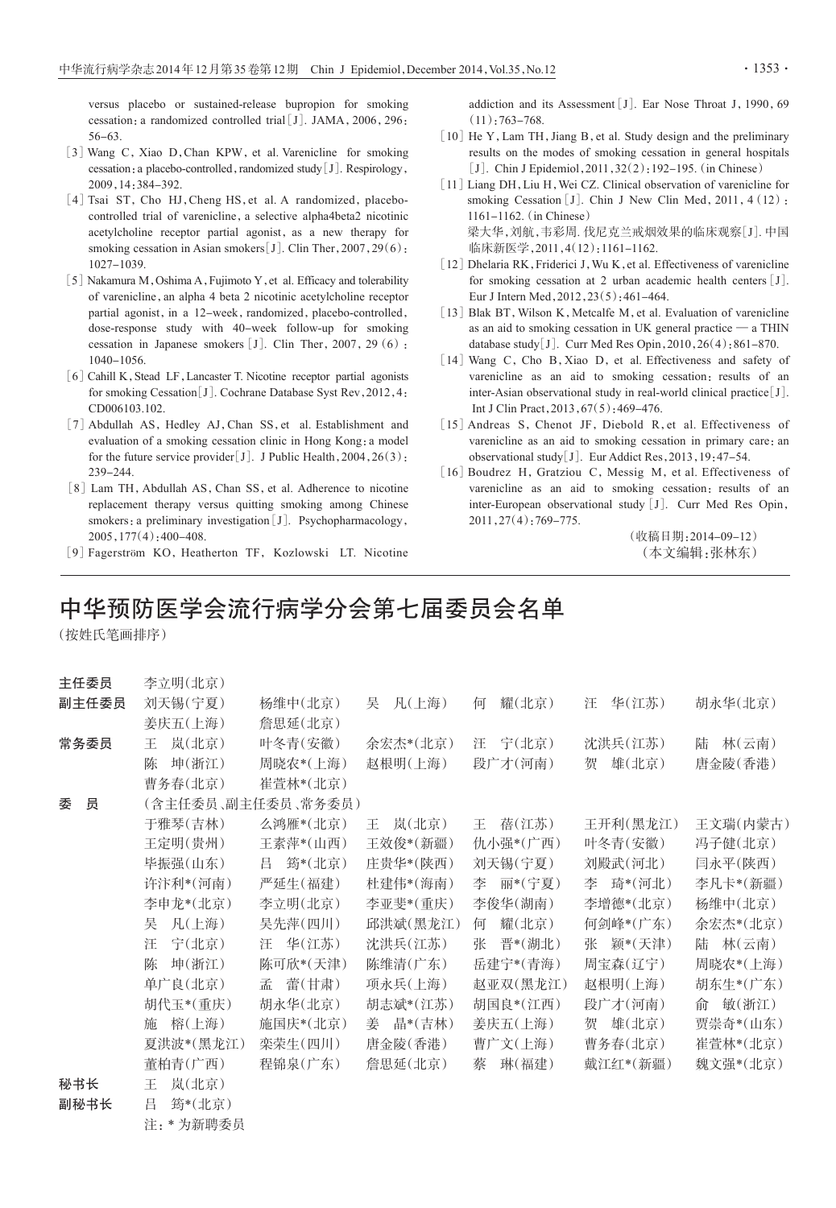versus placebo or sustained-release bupropion for smoking cessation: a randomized controlled trial[J]. JAMA, 2006, 296: 56-63.

[3] Wang C, Xiao D, Chan KPW, et al. Varenicline for smoking cessation: a placebo-controlled, randomized study[J]. Respirology, 2009, 14: 384-392.

[4] Tsai ST, Cho HJ, Cheng HS, et al. A randomized, placebo-controlled trial of varenicline, a selective alpha4beta2 nicotinic acetylcholine receptor partial agonist, as a new therapy for smoking cessation in Asian smokers[J]. Clin Ther, 2007, 29(6): 1027-1039.

[5] Nakamura M, Oshima A, Fujimoto Y, et al. Efficacy and tolerability of varenicline, an alpha 4 beta 2 nicotinic acetylcholine receptor partial agonist, in a 12-week, randomized, placebo-controlled, dose-response study with 40-week follow-up for smoking cessation in Japanese smokers[J]. Clin Ther, 2007, 29(6): 1040-1056.

[6] Cahill K, Stead LF, Lancaster T. Nicotine receptor partial agonists for smoking Cessation[J]. Cochrane Database Syst Rev, 2012, 4: CD006103.102.

[7] Abdullah AS, Hedley AJ, Chan SS, et al. Establishment and evaluation of a smoking cessation clinic in Hong Kong: a model for the future service provider[J]. J Public Health, 2004, 26(3): 239-244.

[8] Lam TH, Abdullah AS, Chan SS, et al. Adherence to nicotine replacement therapy versus quitting smoking among Chinese smokers: a preliminary investigation[J]. Psychopharmacology, 2005, 177(4): 400-408.

[9] Fagerström KO, Heatherton TF, Kozlowski LT. Nicotine addiction and its Assessment[J]. Ear Nose Throat J, 1990, 69(11): 763-768.

[10] He Y, Lam TH, Jiang B, et al. Study design and the preliminary results on the modes of smoking cessation in general hospitals[J]. Chin J Epidemiol, 2011, 32(2): 192-195. (in Chinese)

[11] Liang DH, Liu H, Wei CZ. Clinical observation of varenicline for smoking Cessation[J]. Chin J New Clin Med, 2011, 4(12): 1161-1162. (in Chinese)
梁大华,刘航,韦彩周. 伐尼克兰戒烟效果的临床观察[J]. 中国临床新医学,2011,4(12):1161-1162.

[12] Dhelaria RK, Friderici J, Wu K, et al. Effectiveness of varenicline for smoking cessation at 2 urban academic health centers[J]. Eur J Intern Med, 2012, 23(5): 461-464.

[13] Blak BT, Wilson K, Metcalfe M, et al. Evaluation of varenicline as an aid to smoking cessation in UK general practice — a THIN database study[J]. Curr Med Res Opin, 2010, 26(4): 861-870.

[14] Wang C, Cho B, Xiao D, et al. Effectiveness and safety of varenicline as an aid to smoking cessation: results of an inter-Asian observational study in real-world clinical practice[J]. Int J Clin Pract, 2013, 67(5): 469-476.

[15] Andreas S, Chenot JF, Diebold R, et al. Effectiveness of varenicline as an aid to smoking cessation in primary care: an observational study[J]. Eur Addict Res, 2013, 19: 47-54.

[16] Boudrez H, Gratziou C, Messig M, et al. Effectiveness of varenicline as an aid to smoking cessation: results of an inter-European observational study[J]. Curr Med Res Opin, 2011, 27(4): 769-775.

(收稿日期:2014-09-12)
(本文编辑:张林东)

# 中华预防医学会流行病学分会第七届委员会名单

(按姓氏笔画排序)

**主任委员** 李立明(北京)

**副主任委员** 刘天锡(宁夏) 杨维中(北京) 吴 凡(上海) 何 耀(北京) 汪 华(江苏) 胡永华(北京) 姜庆五(上海) 詹思延(北京)

**常务委员** 王 岚(北京) 叶冬青(安徽) 余宏杰*(北京) 汪 宁(北京) 沈洪兵(江苏) 陆 林(云南) 陈 坤(浙江) 周晓农*(上海) 赵根明(上海) 段广才(河南) 贺 雄(北京) 唐金陵(香港) 曹务春(北京) 崔富林*(北京)

**委 员** (含主任委员、副主任委员、常务委员)

于雅琴(吉林) 么鸿雁*(北京) 王 岚(北京) 王 蓓(江苏) 王开利(黑龙江) 王文瑞(内蒙古) 王定明(贵州) 王素萍*(山西) 王效俊*(新疆) 仇小强*(广西) 叶冬青(安徽) 冯子健(北京) 毕振强(山东) 吕 筠*(北京) 庄贵华*(陕西) 刘天锡(宁夏) 刘殿武(河北) 闫永平(陕西) 许汴利*(河南) 严延生(福建) 杜建伟*(海南) 李 丽*(宁夏) 李 琦*(河北) 李凡卡*(新疆) 李申龙*(北京) 李立明(北京) 李亚斐*(重庆) 李俊华(湖南) 李增德*(北京) 杨维中(北京) 吴 凡(上海) 吴先萍(四川) 邱洪斌(黑龙江) 何 耀(北京) 何剑峰*(广东) 余宏杰*(北京) 汪 宁(北京) 汪 华(江苏) 沈洪兵(江苏) 张 晋*(湖北) 张 颖*(天津) 陆 林(云南) 陈 坤(浙江) 陈可欣*(天津) 陈维清(广东) 岳建宁*(青海) 周宝森(辽宁) 周晓农*(上海) 单广良(北京) 孟 蕾(甘肃) 项永兵(上海) 赵亚双(黑龙江) 赵根明(上海) 胡东生*(广东) 胡代玉*(重庆) 胡永华(北京) 胡志斌*(江苏) 胡国良*(江西) 段广才(河南) 俞 敏(浙江) 施 榕(上海) 施国庆*(北京) 姜 晶*(吉林) 姜庆五(上海) 贺 雄(北京) 贾崇奇*(山东) 夏洪波*(黑龙江) 栾荣生(四川) 唐金陵(香港) 曹广文(上海) 曹务春(北京) 崔富林*(北京) 董柏青(广西) 程锦泉(广东) 詹思延(北京) 蔡 琳(福建) 戴江红*(新疆) 魏文强*(北京)

**秘书长** 王 岚(北京)

**副秘书长** 吕 筠*(北京)

注:* 为新聘委员